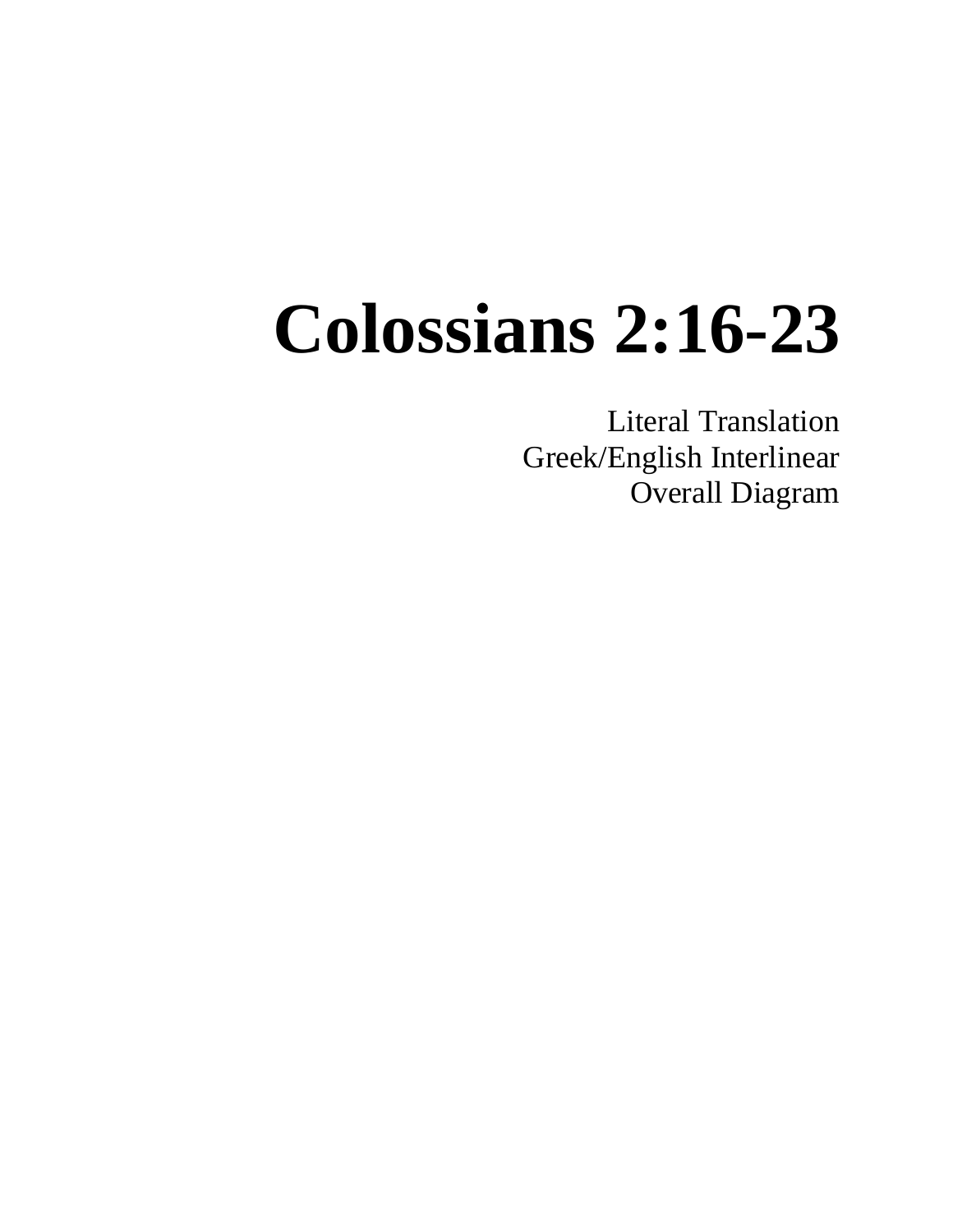# Colossians 2:16-23

Literal Translation
Greek/English Interlinear
Overall Diagram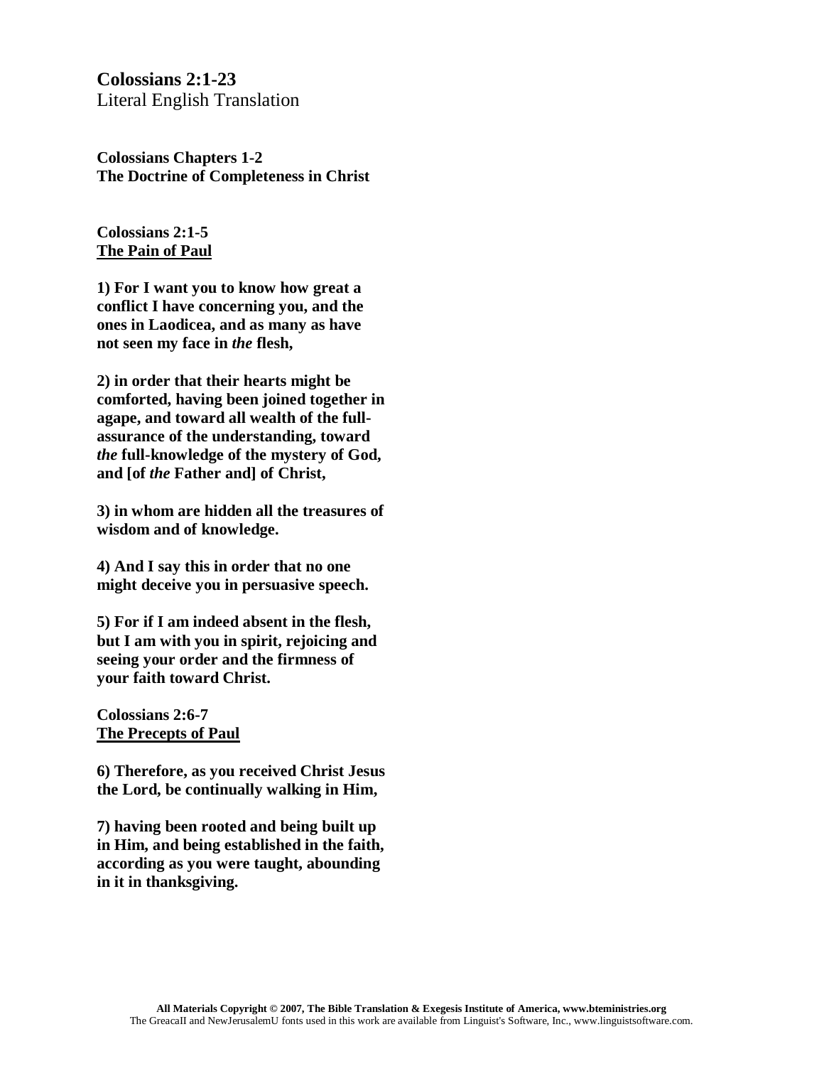# Colossians 2:1-23

Literal English Translation

**Colossians Chapters 1-2**
**The Doctrine of Completeness in Christ**

**Colossians 2:1-5**
**The Pain of Paul**

**1) For I want you to know how great a conflict I have concerning you, and the ones in Laodicea, and as many as have not seen my face in *the* flesh,**

**2) in order that their hearts might be comforted, having been joined together in agape, and toward all wealth of the full-assurance of the understanding, toward *the* full-knowledge of the mystery of God, and [of *the* Father and] of Christ,**

**3) in whom are hidden all the treasures of wisdom and of knowledge.**

**4) And I say this in order that no one might deceive you in persuasive speech.**

**5) For if I am indeed absent in the flesh, but I am with you in spirit, rejoicing and seeing your order and the firmness of your faith toward Christ.**

**Colossians 2:6-7**
**The Precepts of Paul**

**6) Therefore, as you received Christ Jesus the Lord, be continually walking in Him,**

**7) having been rooted and being built up in Him, and being established in the faith, according as you were taught, abounding in it in thanksgiving.**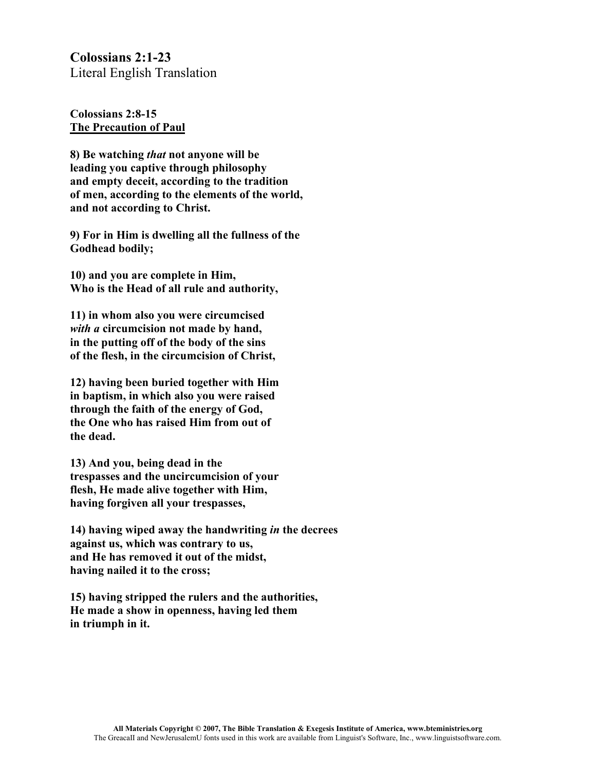**Colossians 2:1-23**
Literal English Translation

**Colossians 2:8-15**
**The Precaution of Paul**

**8) Be watching *that* not anyone will be leading you captive through philosophy and empty deceit, according to the tradition of men, according to the elements of the world, and not according to Christ.**

**9) For in Him is dwelling all the fullness of the Godhead bodily;**

**10) and you are complete in Him, Who is the Head of all rule and authority,**

**11) in whom also you were circumcised *with a* circumcision not made by hand, in the putting off of the body of the sins of the flesh, in the circumcision of Christ,**

**12) having been buried together with Him in baptism, in which also you were raised through the faith of the energy of God, the One who has raised Him from out of the dead.**

**13) And you, being dead in the trespasses and the uncircumcision of your flesh, He made alive together with Him, having forgiven all your trespasses,**

**14) having wiped away the handwriting *in* the decrees against us, which was contrary to us, and He has removed it out of the midst, having nailed it to the cross;**

**15) having stripped the rulers and the authorities, He made a show in openness, having led them in triumph in it.**

**All Materials Copyright © 2007, The Bible Translation & Exegesis Institute of America, www.bteministries.org**
The GreacaII and NewJerusalemU fonts used in this work are available from Linguist's Software, Inc., www.linguistsoftware.com.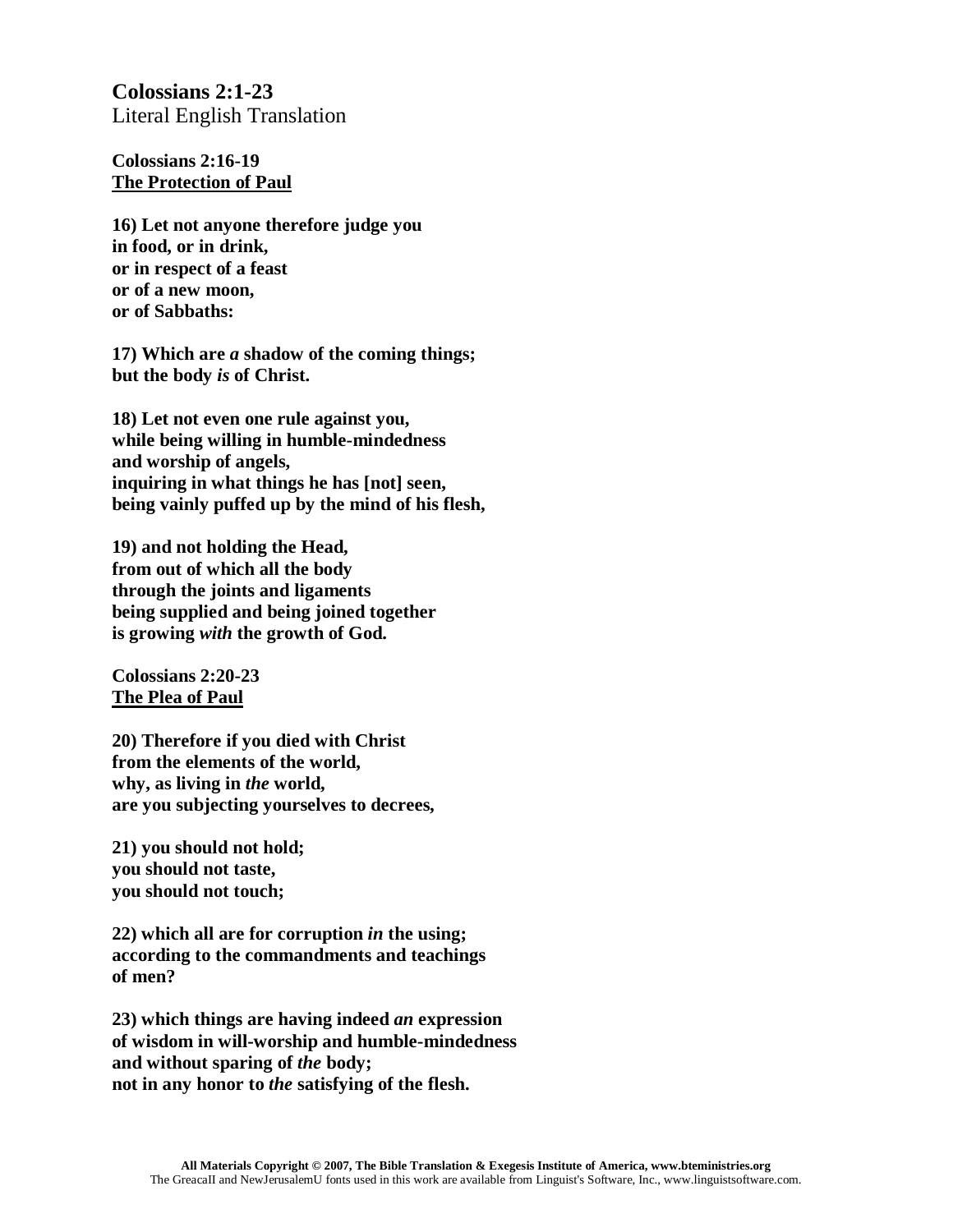**Colossians 2:1-23**
Literal English Translation

**Colossians 2:16-19**
**<u>The Protection of Paul</u>**

**16) Let not anyone therefore judge you**
**in food, or in drink,**
**or in respect of a feast**
**or of a new moon,**
**or of Sabbaths:**

**17) Which are *a* shadow of the coming things;**
**but the body *is* of Christ.**

**18) Let not even one rule against you,**
**while being willing in humble-mindedness**
**and worship of angels,**
**inquiring in what things he has [not] seen,**
**being vainly puffed up by the mind of his flesh,**

**19) and not holding the Head,**
**from out of which all the body**
**through the joints and ligaments**
**being supplied and being joined together**
**is growing *with* the growth of God.**

**Colossians 2:20-23**
**<u>The Plea of Paul</u>**

**20) Therefore if you died with Christ**
**from the elements of the world,**
**why, as living in *the* world,**
**are you subjecting yourselves to decrees,**

**21) you should not hold;**
**you should not taste,**
**you should not touch;**

**22) which all are for corruption *in* the using;**
**according to the commandments and teachings**
**of men?**

**23) which things are having indeed *an* expression**
**of wisdom in will-worship and humble-mindedness**
**and without sparing of *the* body;**
**not in any honor to *the* satisfying of the flesh.**

**All Materials Copyright © 2007, The Bible Translation & Exegesis Institute of America, www.bteministries.org**
The GreacaII and NewJerusalemU fonts used in this work are available from Linguist's Software, Inc., www.linguistsoftware.com.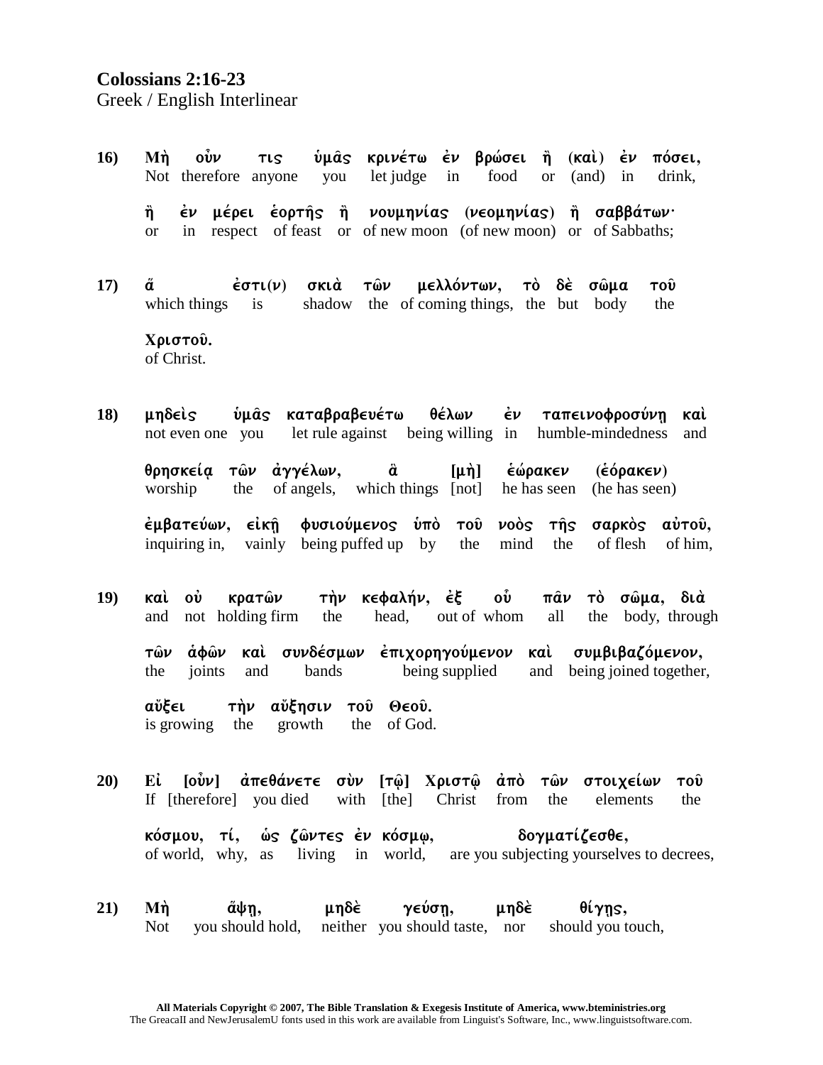**Colossians 2:16-23**
Greek / English Interlinear

**16)** **Μὴ οὖν τις ὑμᾶς κρινέτω ἐν βρώσει ἢ (καὶ) ἐν πόσει,**
Not therefore anyone you let judge in food or (and) in drink,

**ἢ ἐν μέρει ἑορτῆς ἢ νουμηνίας (νεομηνίας) ἢ σαββάτων·**
or in respect of feast or of new moon (of new moon) or of Sabbaths;

**17)** **ἅ ἐστι(ν) σκιὰ τῶν μελλόντων, τὸ δὲ σῶμα τοῦ**
which things is shadow the of coming things, the but body the

**Χριστοῦ.**
of Christ.

**18)** **μηδεὶς ὑμᾶς καταβραβευέτω θέλων ἐν ταπεινοφροσύνῃ καὶ**
not even one you let rule against being willing in humble-mindedness and

**θρησκείᾳ τῶν ἀγγέλων, ἃ [μὴ] ἑώρακεν (ἑόρακεν)**
worship the of angels, which things [not] he has seen (he has seen)

**ἐμβατεύων, εἰκῇ φυσιούμενος ὑπὸ τοῦ νοὸς τῆς σαρκὸς αὐτοῦ,**
inquiring in, vainly being puffed up by the mind the of flesh of him,

**19)** **καὶ οὐ κρατῶν τὴν κεφαλήν, ἐξ οὗ πᾶν τὸ σῶμα, διὰ**
and not holding firm the head, out of whom all the body, through

**τῶν ἁφῶν καὶ συνδέσμων ἐπιχορηγούμενον καὶ συμβιβαζόμενον,**
the joints and bands being supplied and being joined together,

**αὔξει τὴν αὔξησιν τοῦ Θεοῦ.**
is growing the growth the of God.

**20)** **Εἰ [οὖν] ἀπεθάνετε σὺν [τῷ] Χριστῷ ἀπὸ τῶν στοιχείων τοῦ**
If [therefore] you died with [the] Christ from the elements the

**κόσμου, τί, ὡς ζῶντες ἐν κόσμῳ, δογματίζεσθε,**
of world, why, as living in world, are you subjecting yourselves to decrees,

**21)** **Μὴ ἅψῃ, μηδὲ γεύσῃ, μηδὲ θίγῃς,**
Not you should hold, neither you should taste, nor should you touch,

All Materials Copyright © 2007, The Bible Translation & Exegesis Institute of America, www.bteministries.org
The GreacaII and NewJerusalemU fonts used in this work are available from Linguist's Software, Inc., www.linguistsoftware.com.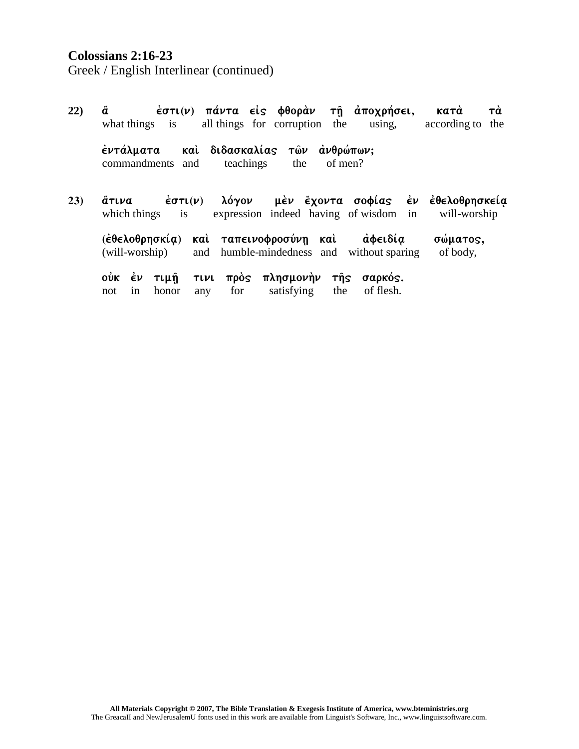**Colossians 2:16-23**
Greek / English Interlinear (continued)

| | | | | | | | | | |
|---|---|---|---|---|---|---|---|---|---|
| **22)** | ἅ | ἐστι(ν) | πάντα | εἰς | φθορὰν | τῇ | ἀποχρήσει, | κατὰ | τὰ |
| | what things | is | all things | for | corruption | the | using, | according to | the |

| | | | | | |
|---|---|---|---|---|---|
| | ἐντάλματα | καὶ | διδασκαλίας | τῶν | ἀνθρώπων; |
| | commandments | and | teachings | the | of men? |

| | | | | | | | | | |
|---|---|---|---|---|---|---|---|---|---|
| **23)** | ἅτινα | ἐστι(ν) | λόγον | μὲν | ἔχοντα | σοφίας | ἐν | ἐθελοθρησκείᾳ |
| | which things | is | expression | indeed | having | of wisdom | in | will-worship |

| | | | | | | |
|---|---|---|---|---|---|---|
| | (ἐθελοθρησκίᾳ) | καὶ | ταπεινοφροσύνῃ | καὶ | ἀφειδίᾳ | σώματος, |
| | (will-worship) | and | humble-mindedness | and | without sparing | of body, |

| | | | | | | | | |
|---|---|---|---|---|---|---|---|---|
| | οὐκ | ἐν | τιμῇ | τινι | πρὸς | πλησμονὴν | τῆς | σαρκός. |
| | not | in | honor | any | for | satisfying | the | of flesh. |

**All Materials Copyright © 2007, The Bible Translation & Exegesis Institute of America, www.bteministries.org**
The GreacaII and NewJerusalemU fonts used in this work are available from Linguist's Software, Inc., www.linguistsoftware.com.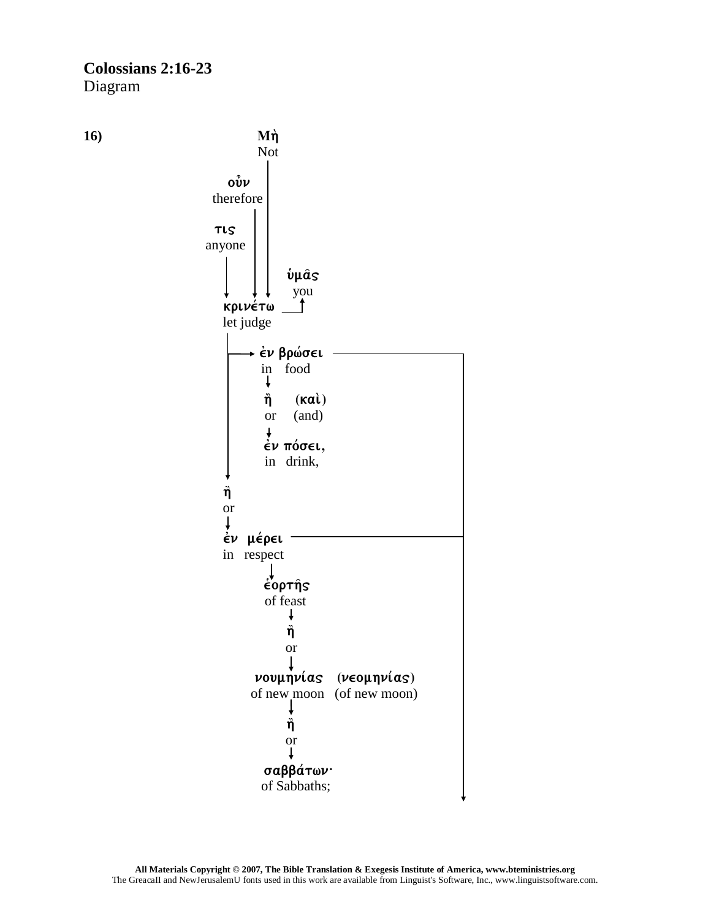**Colossians 2:16-23**
Diagram

**16)**

Μὴ
Not

οὖν
therefore

τις
anyone

ὑμᾶς
you

κρινέτω
let judge

ἐν βρώσει
in food

ἢ (καὶ)
or (and)

ἐν πόσει,
in drink,

ἢ
or

ἐν μέρει
in respect

ἑορτῆς
of feast

ἢ
or

νουμηνίας (νεομηνίας)
of new moon (of new moon)

ἢ
or

σαββάτων·
of Sabbaths;

**All Materials Copyright © 2007, The Bible Translation & Exegesis Institute of America, www.bteministries.org**
The GreacaII and NewJerusalemU fonts used in this work are available from Linguist's Software, Inc., www.linguistsoftware.com.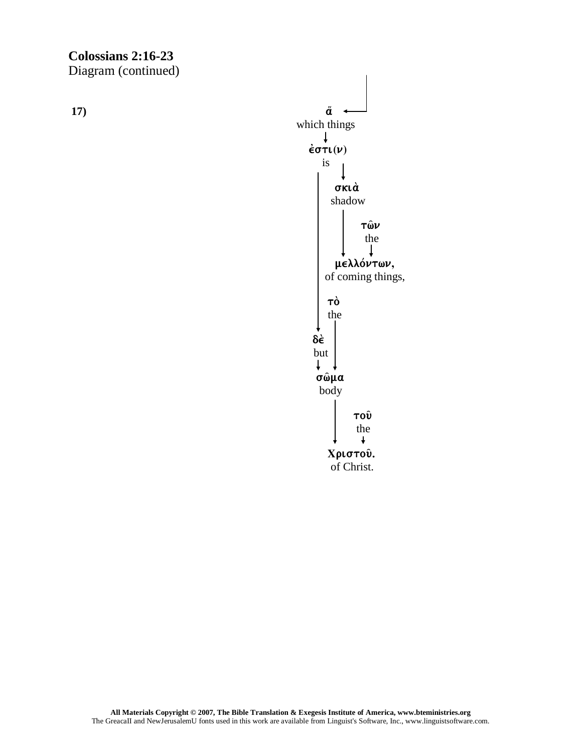**Colossians 2:16-23**
Diagram (continued)

**17)**

ἅ
which things

ἐστι(ν)
is

σκιὰ
shadow

τῶν
the

μελλόντων,
of coming things,

τὸ
the

δὲ
but

σῶμα
body

τοῦ
the

Χριστοῦ.
of Christ.

**All Materials Copyright © 2007, The Bible Translation & Exegesis Institute of America, www.bteministries.org**
The GreacaII and NewJerusalemU fonts used in this work are available from Linguist's Software, Inc., www.linguistsoftware.com.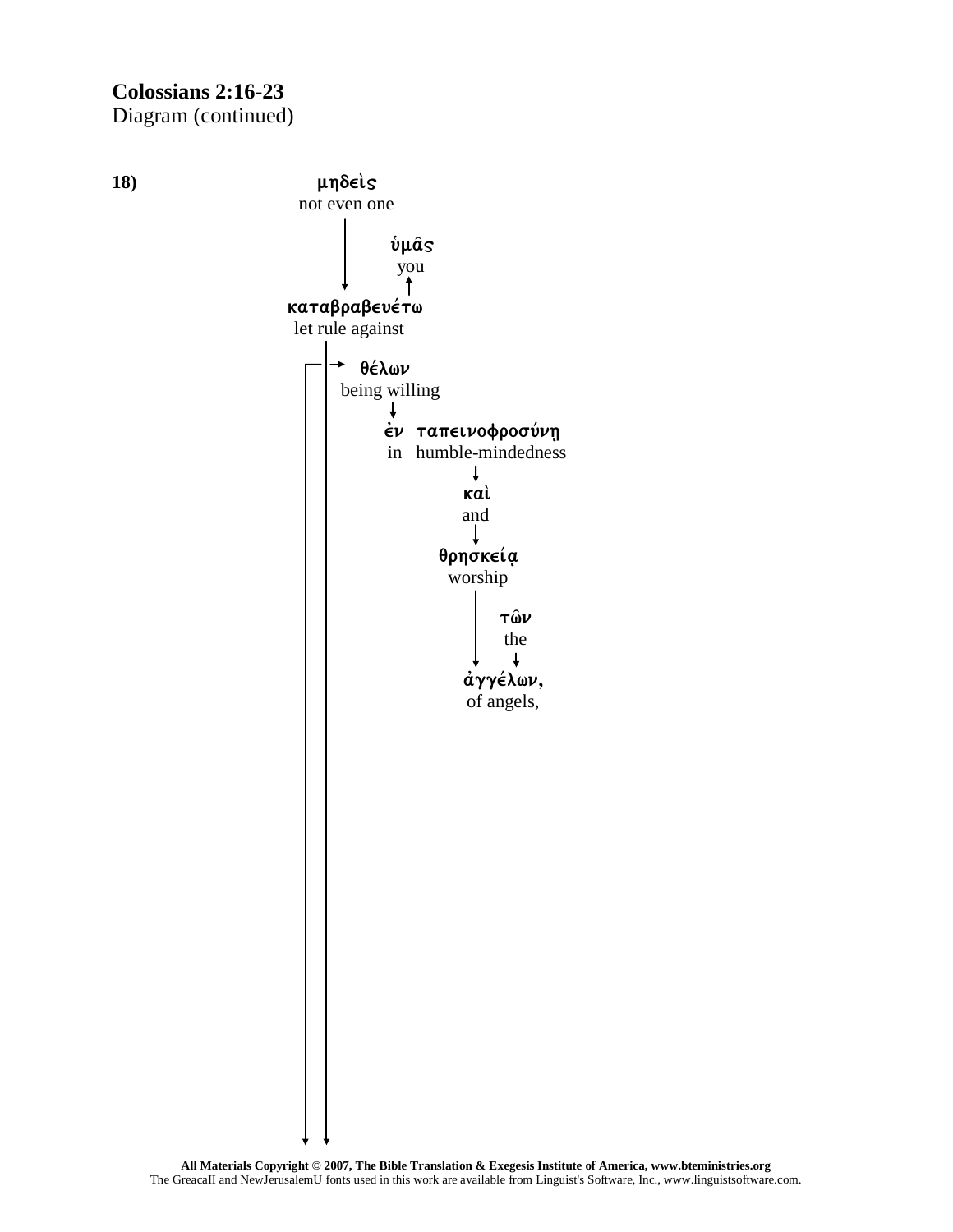**Colossians 2:16-23**
Diagram (continued)

**18)**

μηδεὶς
not even one

ὑμᾶς
you

καταβραβευέτω
let rule against

θέλων
being willing

ἐν ταπεινοφροσύνῃ
in humble-mindedness

καὶ
and

θρησκείᾳ
worship

τῶν
the

ἀγγέλων,
of angels,

**All Materials Copyright © 2007, The Bible Translation & Exegesis Institute of America, www.bteministries.org**
The GreacaII and NewJerusalemU fonts used in this work are available from Linguist's Software, Inc., www.linguistsoftware.com.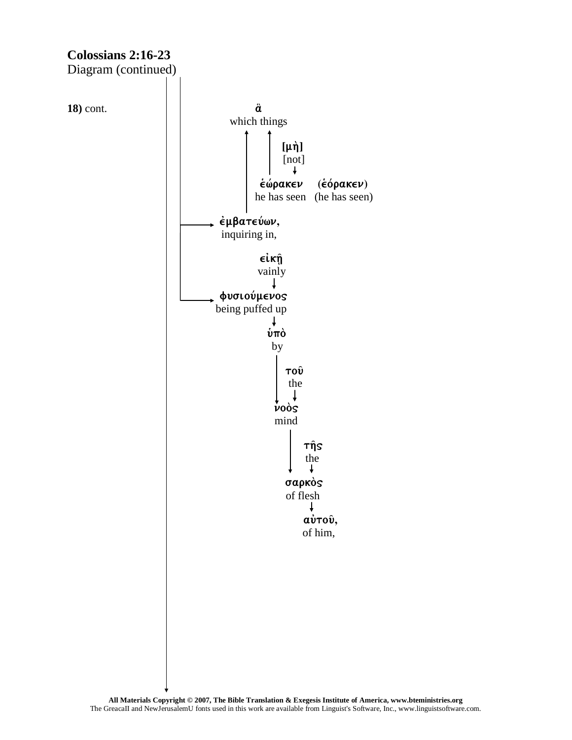**Colossians 2:16-23**
Diagram (continued)

**18)** cont.

**ἃ**
which things

**[μὴ]**
[not]

**ἑώρακεν** (**ἑόρακεν**)
he has seen (he has seen)

**ἐμβατεύων,**
inquiring in,

**εἰκῇ**
vainly

**φυσιούμενος**
being puffed up

**ὑπὸ**
by

**τοῦ**
the

**νοὸς**
mind

**τῆς**
the

**σαρκὸς**
of flesh

**αὐτοῦ,**
of him,

**All Materials Copyright © 2007, The Bible Translation & Exegesis Institute of America, www.bteministries.org**
The GreacaII and NewJerusalemU fonts used in this work are available from Linguist's Software, Inc., www.linguistsoftware.com.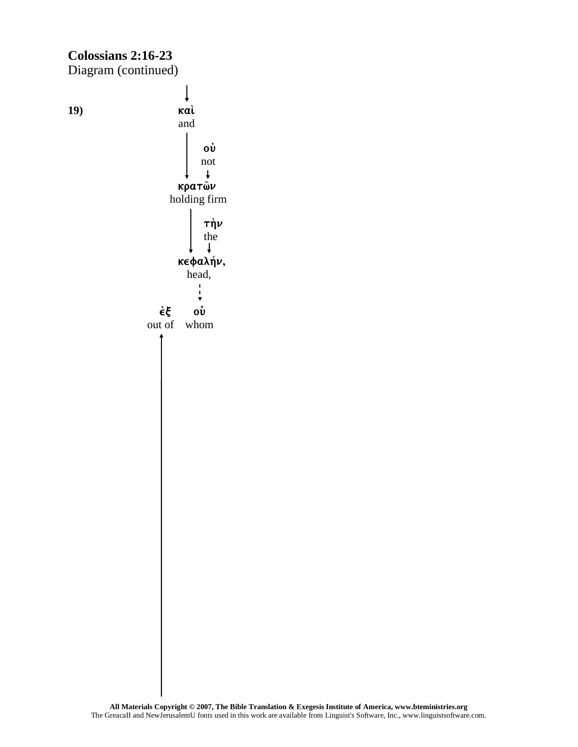**Colossians 2:16-23**
Diagram (continued)

**19)**

**καὶ**
and

**οὐ**
not

**κρατῶν**
holding firm

**τὴν**
the

**κεφαλήν,**
head,

**ἐξ** **οὗ**
out of whom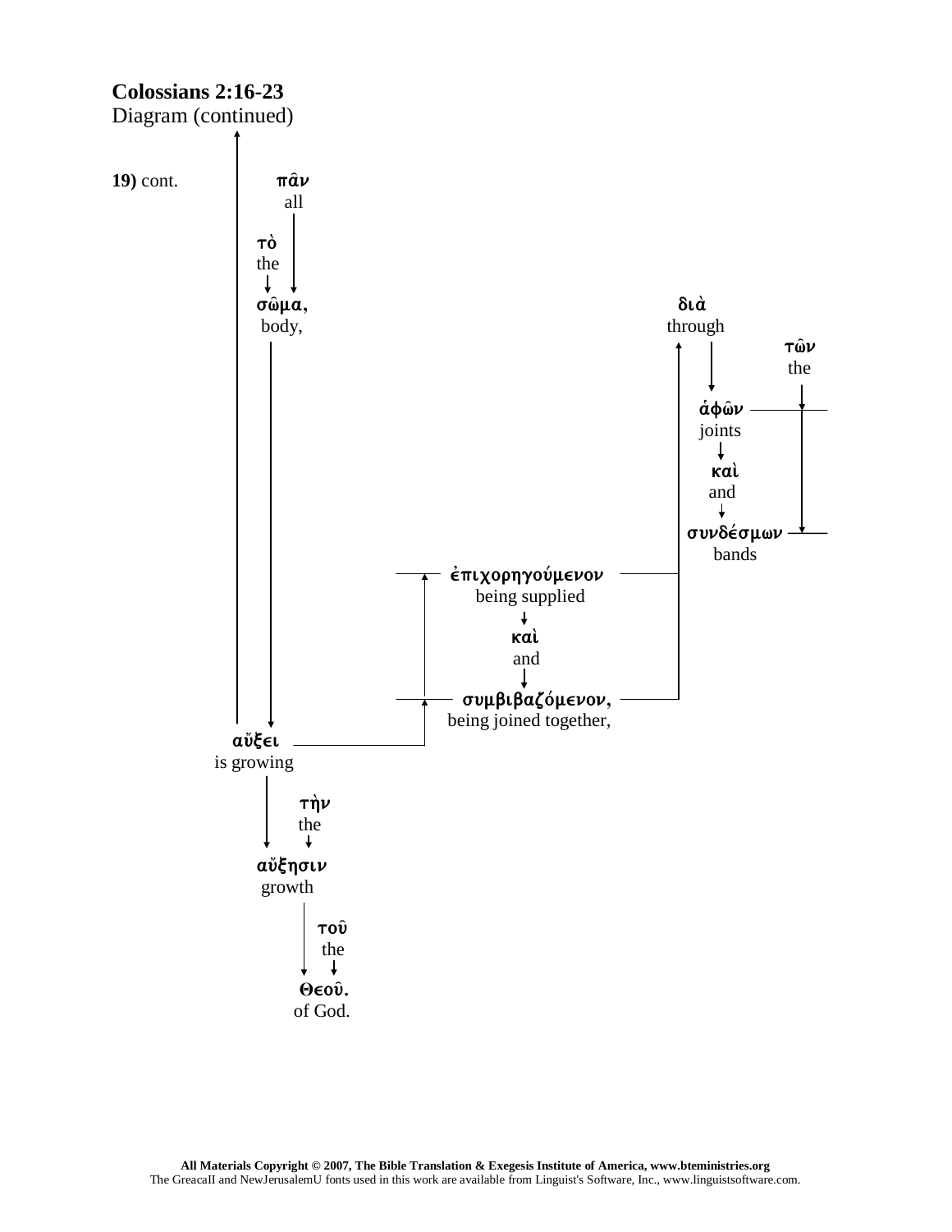**Colossians 2:16-23**
Diagram (continued)

**19)** cont.

πᾶν
all

τὸ
the

σῶμα,
body,

διὰ
through

τῶν
the

ἁφῶν
joints

καὶ
and

συνδέσμων
bands

ἐπιχορηγούμενον
being supplied

καὶ
and

συμβιβαζόμενον,
being joined together,

αὔξει
is growing

τὴν
the

αὔξησιν
growth

τοῦ
the

Θεοῦ.
of God.

All Materials Copyright © 2007, The Bible Translation & Exegesis Institute of America, www.bteministries.org
The GreacaII and NewJerusalemU fonts used in this work are available from Linguist's Software, Inc., www.linguistsoftware.com.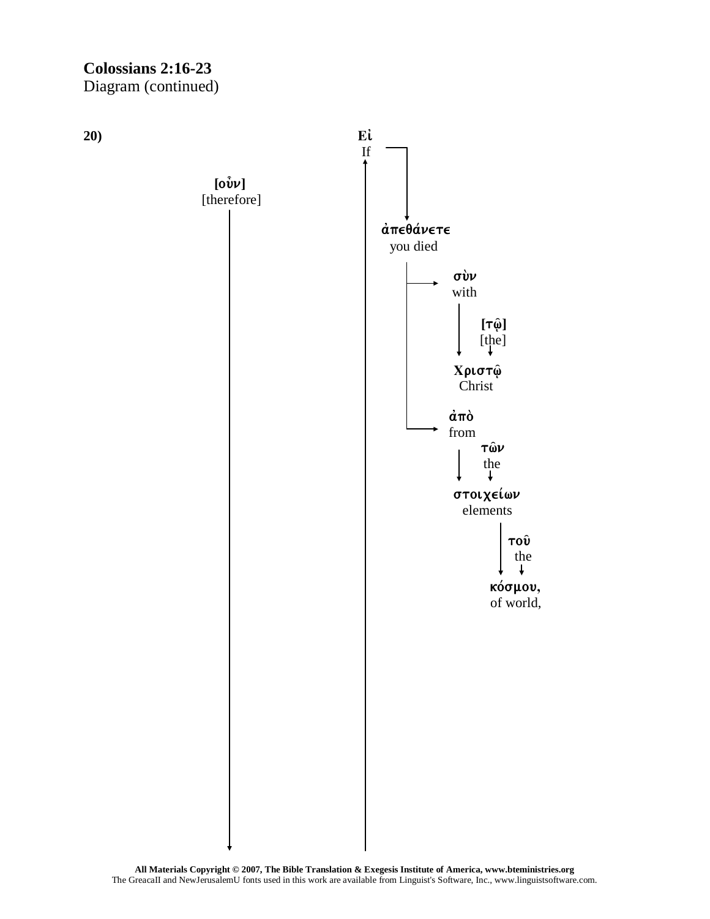**Colossians 2:16-23**
Diagram (continued)

**20)**

**Εἰ**
If

**[οὖν]**
[therefore]

**ἀπεθάνετε**
you died

**σὺν**
with

**[τῷ]**
[the]

**Χριστῷ**
Christ

**ἀπὸ**
from

**τῶν**
the

**στοιχείων**
elements

**τοῦ**
the

**κόσμου,**
of world,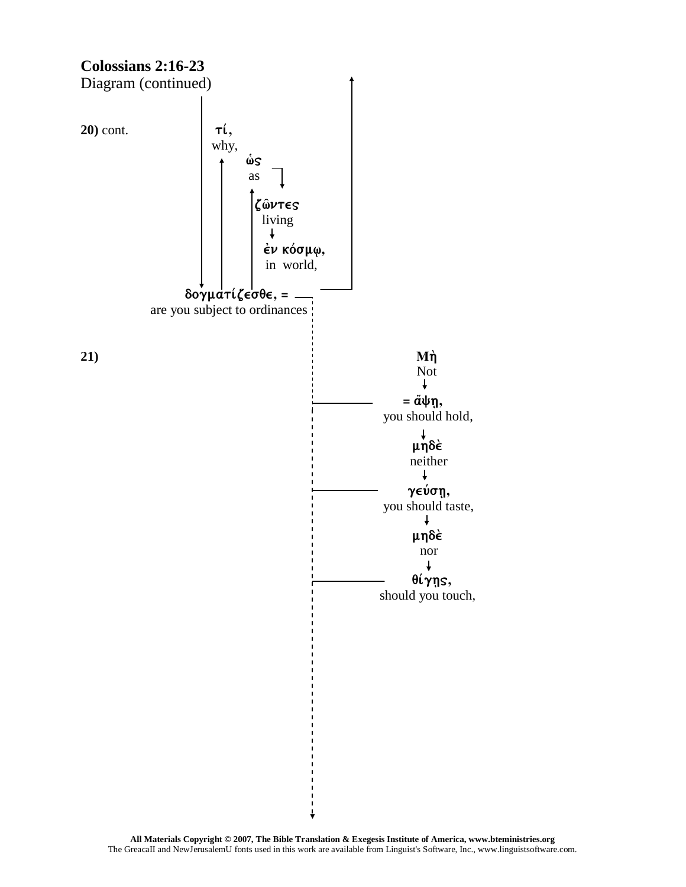# Colossians 2:16-23

Diagram (continued)

**20)** cont.

**τί,**
why,

**ὡς**
as

**ζῶντες**
living

**ἐν κόσμῳ,**
in world,

**δογματίζεσθε, =**
are you subject to ordinances

**21)**

**Μὴ**
Not

**= ἅψῃ,**
you should hold,

**μηδὲ**
neither

**γεύσῃ,**
you should taste,

**μηδὲ**
nor

**θίγῃς,**
should you touch,

**All Materials Copyright © 2007, The Bible Translation & Exegesis Institute of America, www.bteministries.org**
The GreacaII and NewJerusalemU fonts used in this work are available from Linguist's Software, Inc., www.linguistsoftware.com.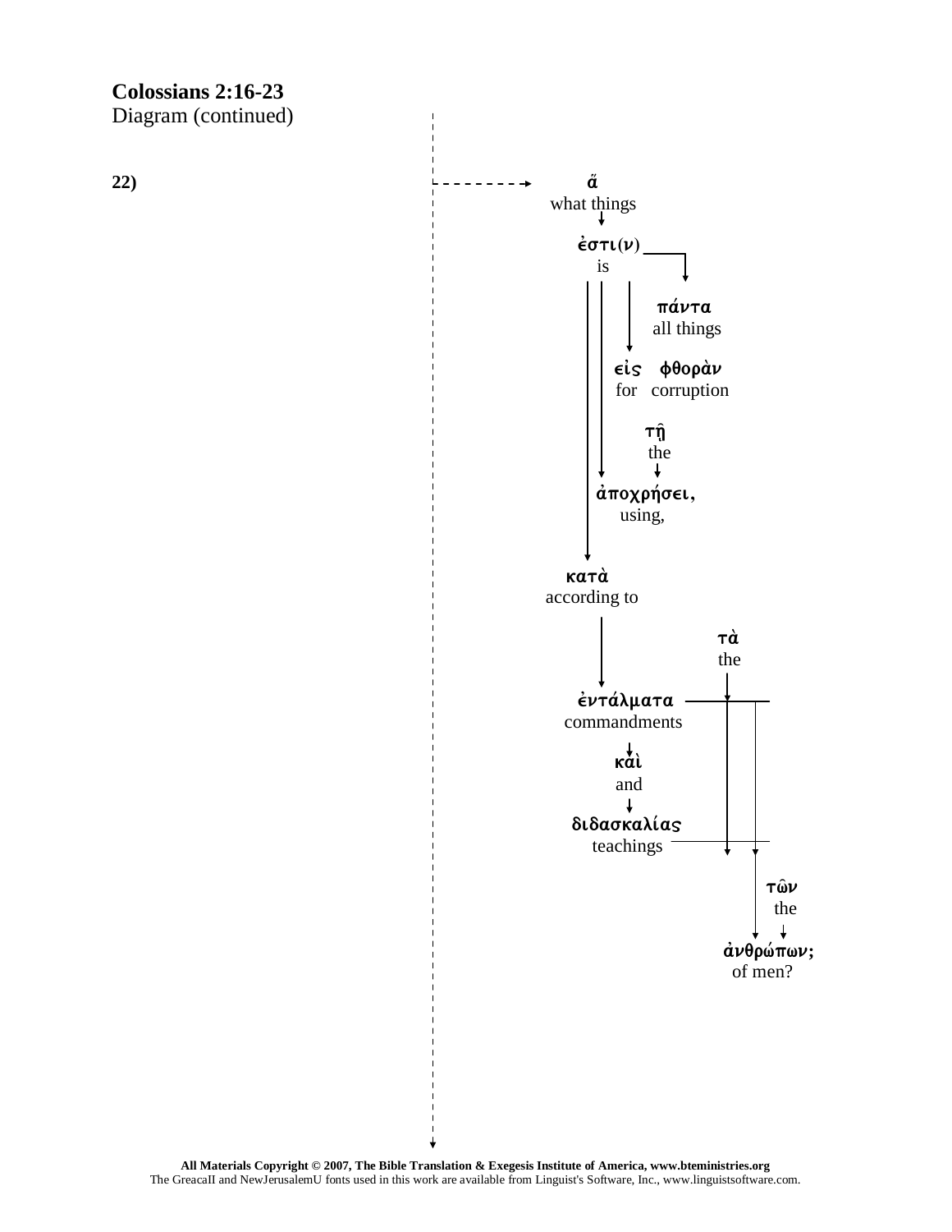**Colossians 2:16-23**
Diagram (continued)

**22)**

ἅ
what things

ἐστι(ν)
is

πάντα
all things

εἰς φθορὰν
for corruption

τῇ
the

ἀποχρήσει,
using,

κατὰ
according to

τὰ
the

ἐντάλματα
commandments

καὶ
and

διδασκαλίας
teachings

τῶν
the

ἀνθρώπων;
of men?

**All Materials Copyright © 2007, The Bible Translation & Exegesis Institute of America, www.bteministries.org**
The GreacaII and NewJerusalemU fonts used in this work are available from Linguist's Software, Inc., www.linguistsoftware.com.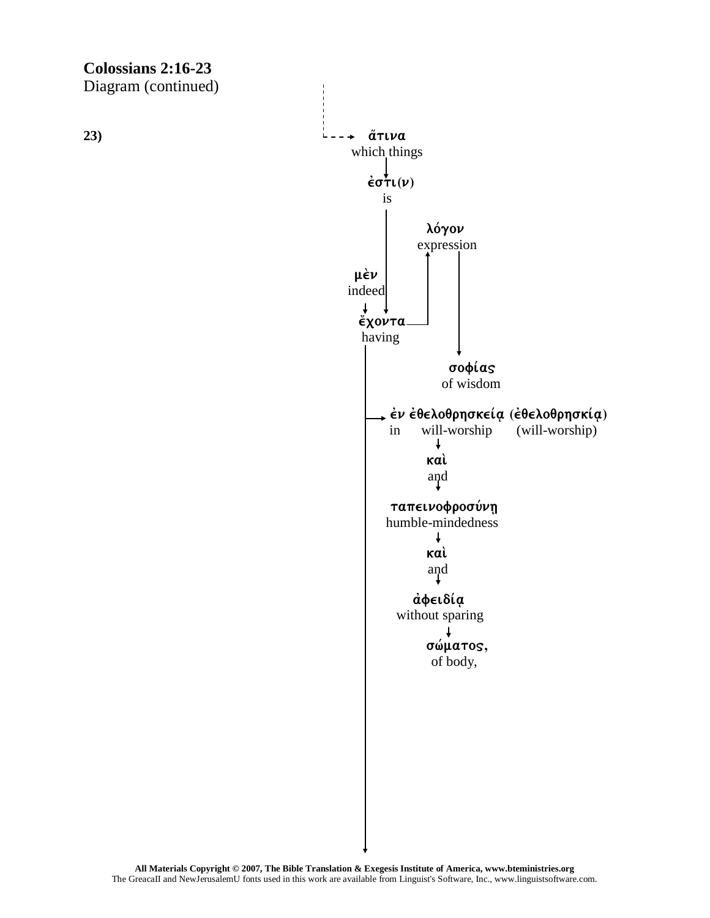**Colossians 2:16-23**
Diagram (continued)

**23)**

ἅτινα
which things

ἐστι(ν)
is

λόγον
expression

μὲν
indeed

ἔχοντα
having

σοφίας
of wisdom

ἐν ἐθελοθρησκείᾳ (ἐθελοθρησκίᾳ)
in will-worship (will-worship)

καὶ
and

ταπεινοφροσύνῃ
humble-mindedness

καὶ
and

ἀφειδίᾳ
without sparing

σώματος,
of body,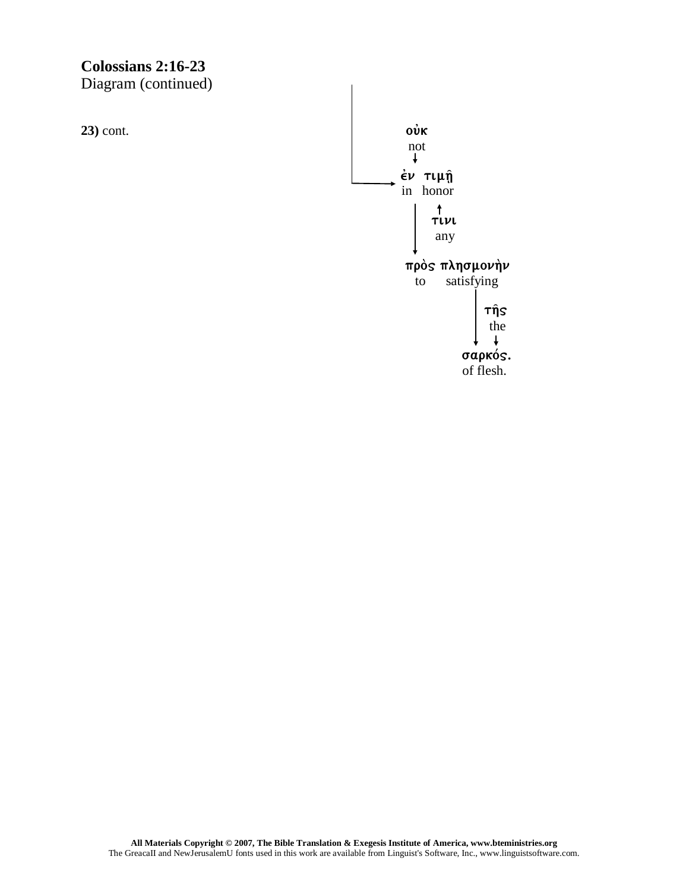**Colossians 2:16-23**
Diagram (continued)

**23)** cont.

οὐκ
not

ἐν τιμῇ
in honor

τινι
any

πρὸς πλησμονὴν
to satisfying

τῆς
the

σαρκός.
of flesh.

**All Materials Copyright © 2007, The Bible Translation & Exegesis Institute of America, www.bteministries.org**
The GreacaII and NewJerusalemU fonts used in this work are available from Linguist's Software, Inc., www.linguistsoftware.com.